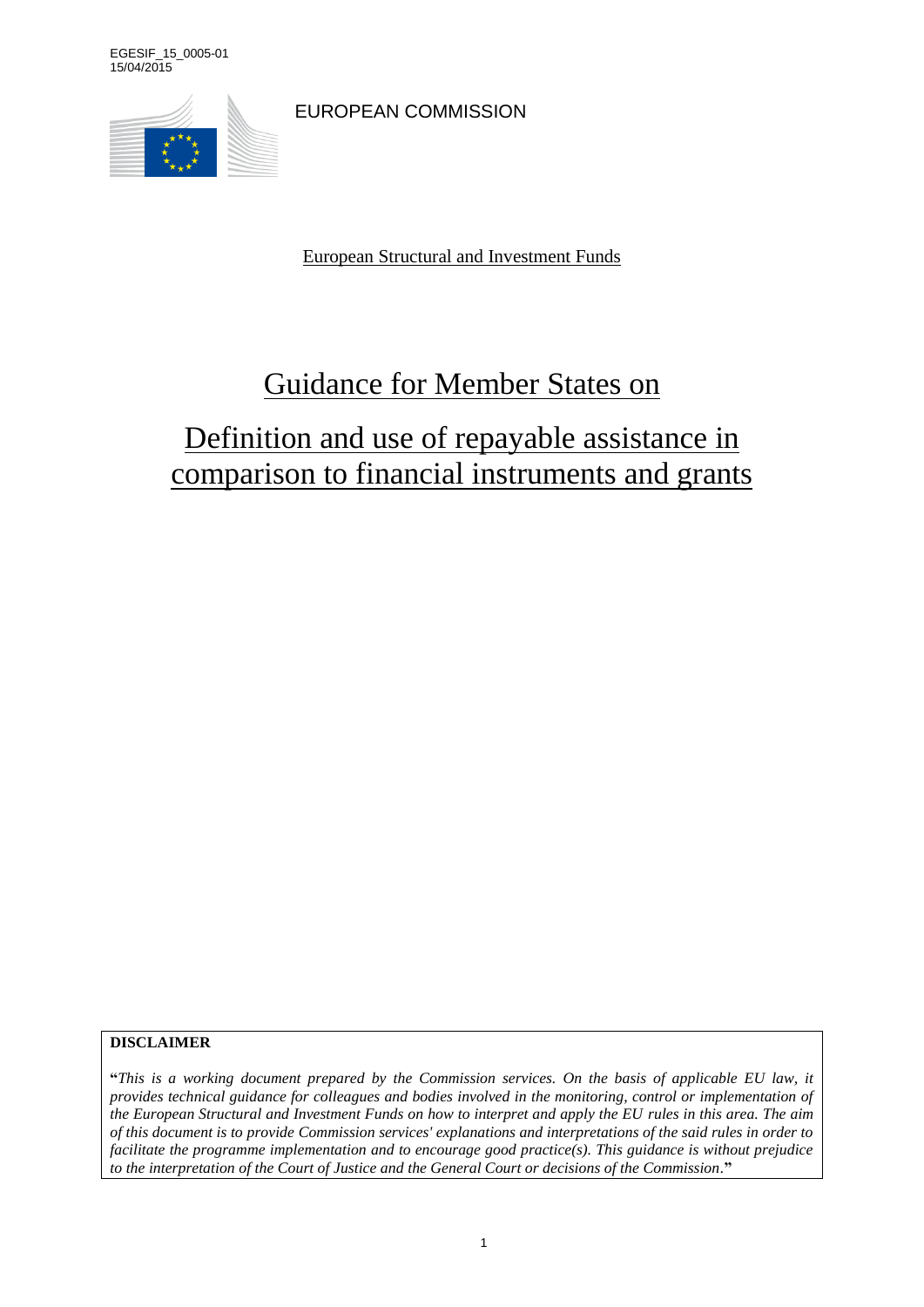EGESIF_15_0005-01
15/04/2015

EUROPEAN COMMISSION

European Structural and Investment Funds

# Guidance for Member States on

# Definition and use of repayable assistance in comparison to financial instruments and grants

**DISCLAIMER**

"*This is a working document prepared by the Commission services. On the basis of applicable EU law, it provides technical guidance for colleagues and bodies involved in the monitoring, control or implementation of the European Structural and Investment Funds on how to interpret and apply the EU rules in this area. The aim of this document is to provide Commission services' explanations and interpretations of the said rules in order to facilitate the programme implementation and to encourage good practice(s). This guidance is without prejudice to the interpretation of the Court of Justice and the General Court or decisions of the Commission*."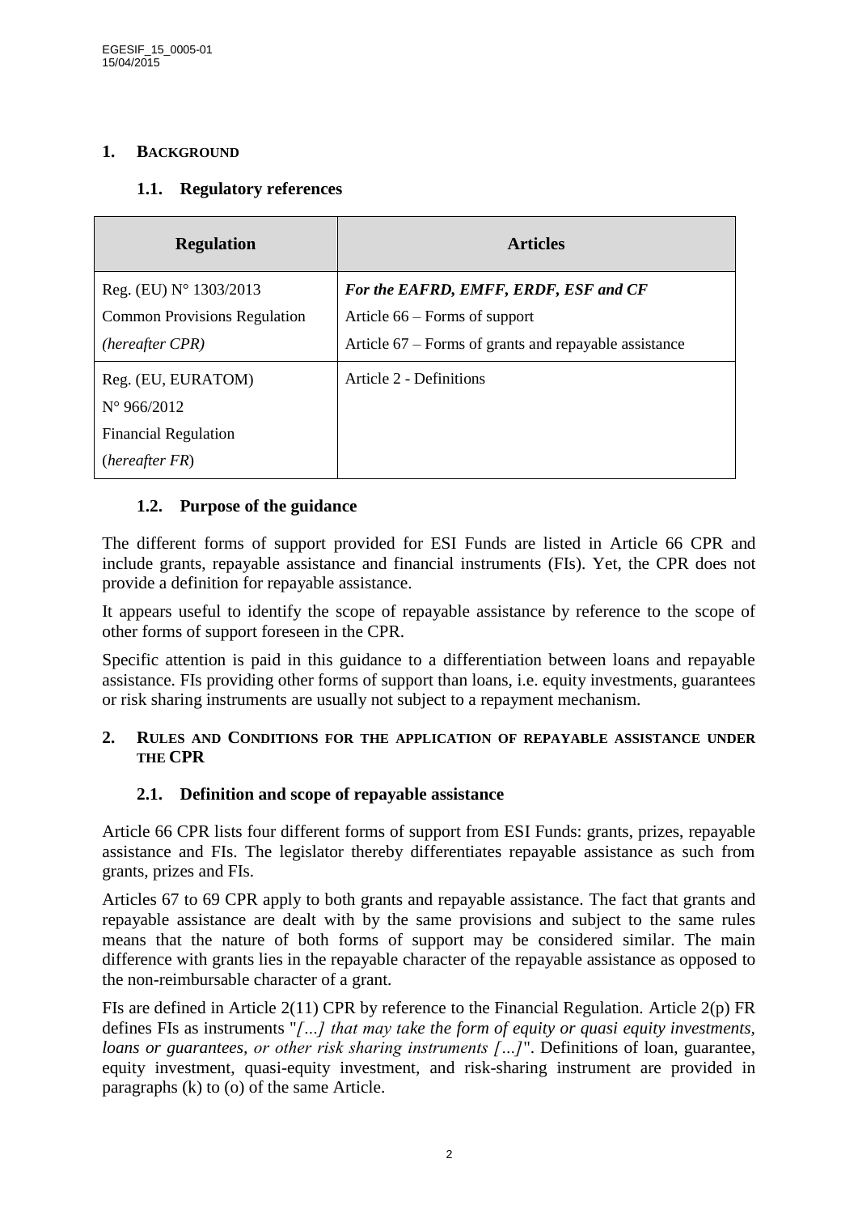## 1. Background

### 1.1. Regulatory references

| Regulation | Articles |
|---|---|
| Reg. (EU) N° 1303/2013<br>Common Provisions Regulation<br>*(hereafter CPR)* | ***For the EAFRD, EMFF, ERDF, ESF and CF***<br>Article 66 – Forms of support<br>Article 67 – Forms of grants and repayable assistance |
| Reg. (EU, EURATOM)<br>N° 966/2012<br>Financial Regulation<br>(*hereafter FR*) | Article 2 - Definitions |

### 1.2. Purpose of the guidance

The different forms of support provided for ESI Funds are listed in Article 66 CPR and include grants, repayable assistance and financial instruments (FIs). Yet, the CPR does not provide a definition for repayable assistance.

It appears useful to identify the scope of repayable assistance by reference to the scope of other forms of support foreseen in the CPR.

Specific attention is paid in this guidance to a differentiation between loans and repayable assistance. FIs providing other forms of support than loans, i.e. equity investments, guarantees or risk sharing instruments are usually not subject to a repayment mechanism.

## 2. Rules and Conditions for the application of repayable assistance under the CPR

### 2.1. Definition and scope of repayable assistance

Article 66 CPR lists four different forms of support from ESI Funds: grants, prizes, repayable assistance and FIs. The legislator thereby differentiates repayable assistance as such from grants, prizes and FIs.

Articles 67 to 69 CPR apply to both grants and repayable assistance. The fact that grants and repayable assistance are dealt with by the same provisions and subject to the same rules means that the nature of both forms of support may be considered similar. The main difference with grants lies in the repayable character of the repayable assistance as opposed to the non-reimbursable character of a grant.

FIs are defined in Article 2(11) CPR by reference to the Financial Regulation. Article 2(p) FR defines FIs as instruments "*[…] that may take the form of equity or quasi equity investments, loans or guarantees, or other risk sharing instruments […]*". Definitions of loan, guarantee, equity investment, quasi-equity investment, and risk-sharing instrument are provided in paragraphs (k) to (o) of the same Article.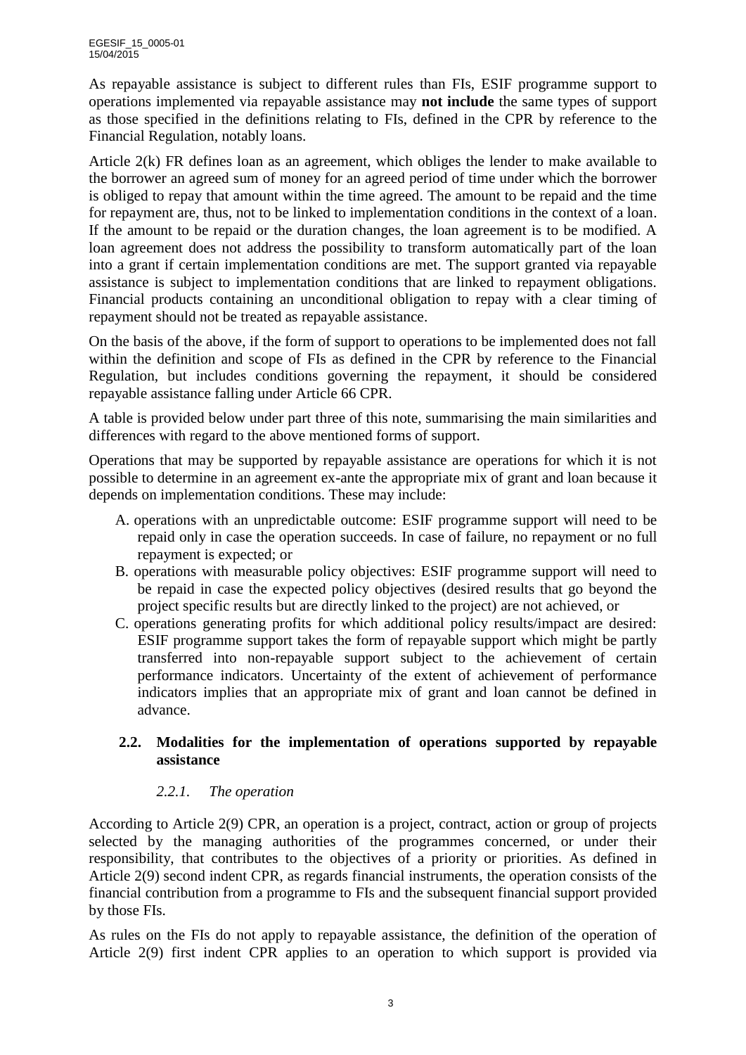As repayable assistance is subject to different rules than FIs, ESIF programme support to operations implemented via repayable assistance may **not include** the same types of support as those specified in the definitions relating to FIs, defined in the CPR by reference to the Financial Regulation, notably loans.

Article 2(k) FR defines loan as an agreement, which obliges the lender to make available to the borrower an agreed sum of money for an agreed period of time under which the borrower is obliged to repay that amount within the time agreed. The amount to be repaid and the time for repayment are, thus, not to be linked to implementation conditions in the context of a loan. If the amount to be repaid or the duration changes, the loan agreement is to be modified. A loan agreement does not address the possibility to transform automatically part of the loan into a grant if certain implementation conditions are met. The support granted via repayable assistance is subject to implementation conditions that are linked to repayment obligations. Financial products containing an unconditional obligation to repay with a clear timing of repayment should not be treated as repayable assistance.

On the basis of the above, if the form of support to operations to be implemented does not fall within the definition and scope of FIs as defined in the CPR by reference to the Financial Regulation, but includes conditions governing the repayment, it should be considered repayable assistance falling under Article 66 CPR.

A table is provided below under part three of this note, summarising the main similarities and differences with regard to the above mentioned forms of support.

Operations that may be supported by repayable assistance are operations for which it is not possible to determine in an agreement ex-ante the appropriate mix of grant and loan because it depends on implementation conditions. These may include:

A. operations with an unpredictable outcome: ESIF programme support will need to be repaid only in case the operation succeeds. In case of failure, no repayment or no full repayment is expected; or
B. operations with measurable policy objectives: ESIF programme support will need to be repaid in case the expected policy objectives (desired results that go beyond the project specific results but are directly linked to the project) are not achieved, or
C. operations generating profits for which additional policy results/impact are desired: ESIF programme support takes the form of repayable support which might be partly transferred into non-repayable support subject to the achievement of certain performance indicators. Uncertainty of the extent of achievement of performance indicators implies that an appropriate mix of grant and loan cannot be defined in advance.

## 2.2. Modalities for the implementation of operations supported by repayable assistance

### *2.2.1. The operation*

According to Article 2(9) CPR, an operation is a project, contract, action or group of projects selected by the managing authorities of the programmes concerned, or under their responsibility, that contributes to the objectives of a priority or priorities. As defined in Article 2(9) second indent CPR, as regards financial instruments, the operation consists of the financial contribution from a programme to FIs and the subsequent financial support provided by those FIs.

As rules on the FIs do not apply to repayable assistance, the definition of the operation of Article 2(9) first indent CPR applies to an operation to which support is provided via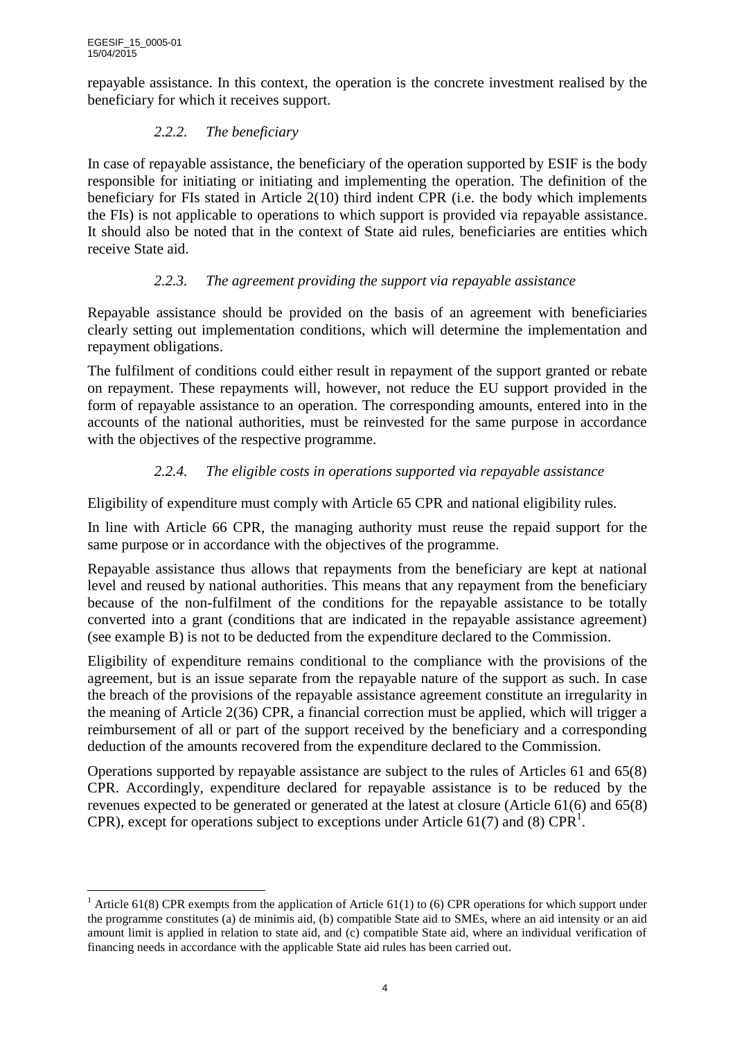repayable assistance. In this context, the operation is the concrete investment realised by the beneficiary for which it receives support.

### *2.2.2. The beneficiary*

In case of repayable assistance, the beneficiary of the operation supported by ESIF is the body responsible for initiating or initiating and implementing the operation. The definition of the beneficiary for FIs stated in Article 2(10) third indent CPR (i.e. the body which implements the FIs) is not applicable to operations to which support is provided via repayable assistance. It should also be noted that in the context of State aid rules, beneficiaries are entities which receive State aid.

### *2.2.3. The agreement providing the support via repayable assistance*

Repayable assistance should be provided on the basis of an agreement with beneficiaries clearly setting out implementation conditions, which will determine the implementation and repayment obligations.

The fulfilment of conditions could either result in repayment of the support granted or rebate on repayment. These repayments will, however, not reduce the EU support provided in the form of repayable assistance to an operation. The corresponding amounts, entered into in the accounts of the national authorities, must be reinvested for the same purpose in accordance with the objectives of the respective programme.

### *2.2.4. The eligible costs in operations supported via repayable assistance*

Eligibility of expenditure must comply with Article 65 CPR and national eligibility rules.

In line with Article 66 CPR, the managing authority must reuse the repaid support for the same purpose or in accordance with the objectives of the programme.

Repayable assistance thus allows that repayments from the beneficiary are kept at national level and reused by national authorities. This means that any repayment from the beneficiary because of the non-fulfilment of the conditions for the repayable assistance to be totally converted into a grant (conditions that are indicated in the repayable assistance agreement) (see example B) is not to be deducted from the expenditure declared to the Commission.

Eligibility of expenditure remains conditional to the compliance with the provisions of the agreement, but is an issue separate from the repayable nature of the support as such. In case the breach of the provisions of the repayable assistance agreement constitute an irregularity in the meaning of Article 2(36) CPR, a financial correction must be applied, which will trigger a reimbursement of all or part of the support received by the beneficiary and a corresponding deduction of the amounts recovered from the expenditure declared to the Commission.

Operations supported by repayable assistance are subject to the rules of Articles 61 and 65(8) CPR. Accordingly, expenditure declared for repayable assistance is to be reduced by the revenues expected to be generated or generated at the latest at closure (Article 61(6) and 65(8) CPR), except for operations subject to exceptions under Article 61(7) and (8) CPR[1].

---

[1] Article 61(8) CPR exempts from the application of Article 61(1) to (6) CPR operations for which support under the programme constitutes (a) de minimis aid, (b) compatible State aid to SMEs, where an aid intensity or an aid amount limit is applied in relation to state aid, and (c) compatible State aid, where an individual verification of financing needs in accordance with the applicable State aid rules has been carried out.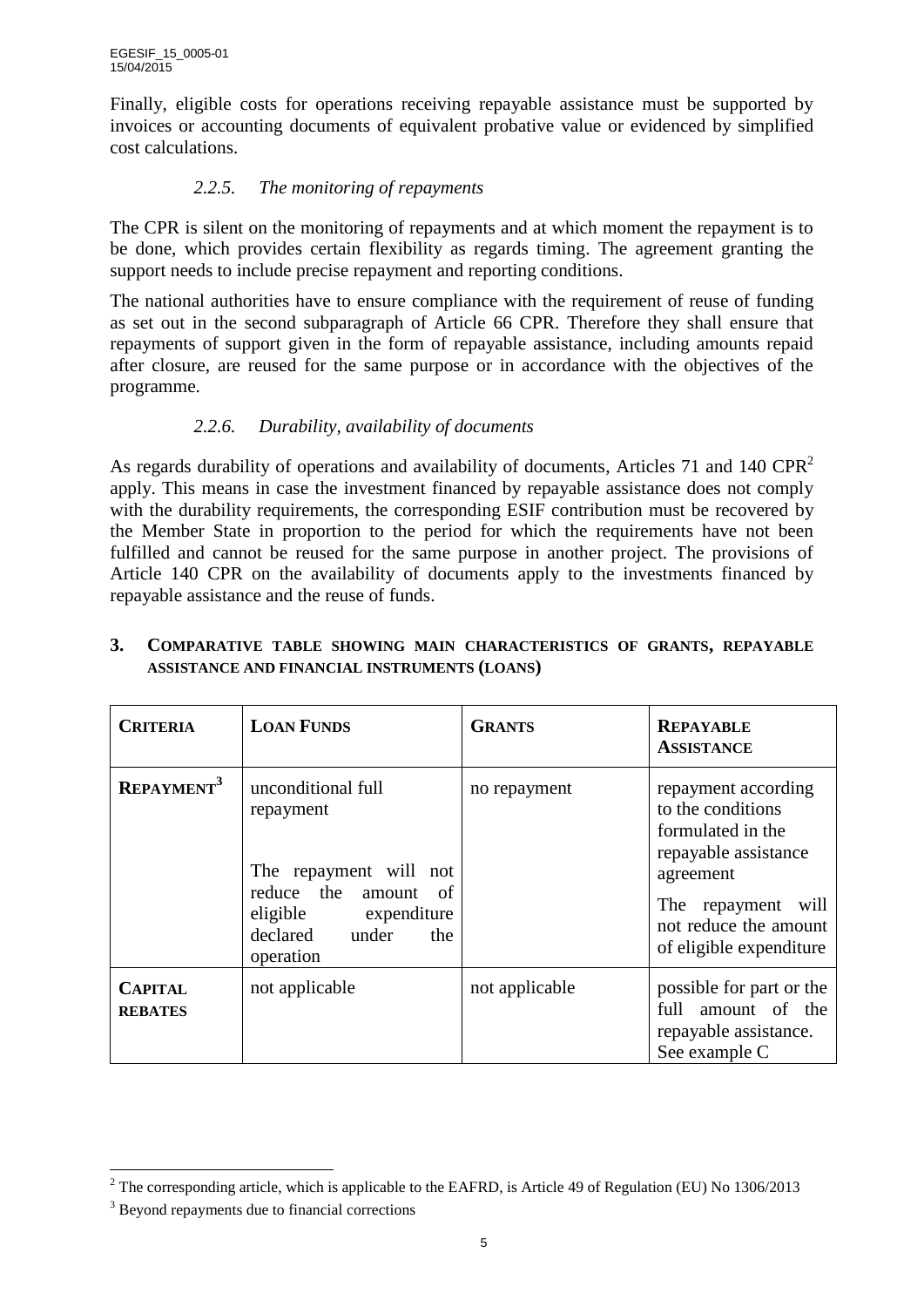Finally, eligible costs for operations receiving repayable assistance must be supported by invoices or accounting documents of equivalent probative value or evidenced by simplified cost calculations.

### *2.2.5. The monitoring of repayments*

The CPR is silent on the monitoring of repayments and at which moment the repayment is to be done, which provides certain flexibility as regards timing. The agreement granting the support needs to include precise repayment and reporting conditions.

The national authorities have to ensure compliance with the requirement of reuse of funding as set out in the second subparagraph of Article 66 CPR. Therefore they shall ensure that repayments of support given in the form of repayable assistance, including amounts repaid after closure, are reused for the same purpose or in accordance with the objectives of the programme.

### *2.2.6. Durability, availability of documents*

As regards durability of operations and availability of documents, Articles 71 and 140 CPR[2] apply. This means in case the investment financed by repayable assistance does not comply with the durability requirements, the corresponding ESIF contribution must be recovered by the Member State in proportion to the period for which the requirements have not been fulfilled and cannot be reused for the same purpose in another project. The provisions of Article 140 CPR on the availability of documents apply to the investments financed by repayable assistance and the reuse of funds.

## 3. Comparative table showing main characteristics of grants, repayable assistance and financial instruments (loans)

| **Criteria** | **Loan Funds** | **Grants** | **Repayable Assistance** |
|---|---|---|---|
| **Repayment**[3] | unconditional full repayment<br><br>The repayment will not reduce the amount of eligible expenditure declared under the operation | no repayment | repayment according to the conditions formulated in the repayable assistance agreement<br><br>The repayment will not reduce the amount of eligible expenditure |
| **Capital rebates** | not applicable | not applicable | possible for part or the full amount of the repayable assistance. See example C |

[2] The corresponding article, which is applicable to the EAFRD, is Article 49 of Regulation (EU) No 1306/2013

[3] Beyond repayments due to financial corrections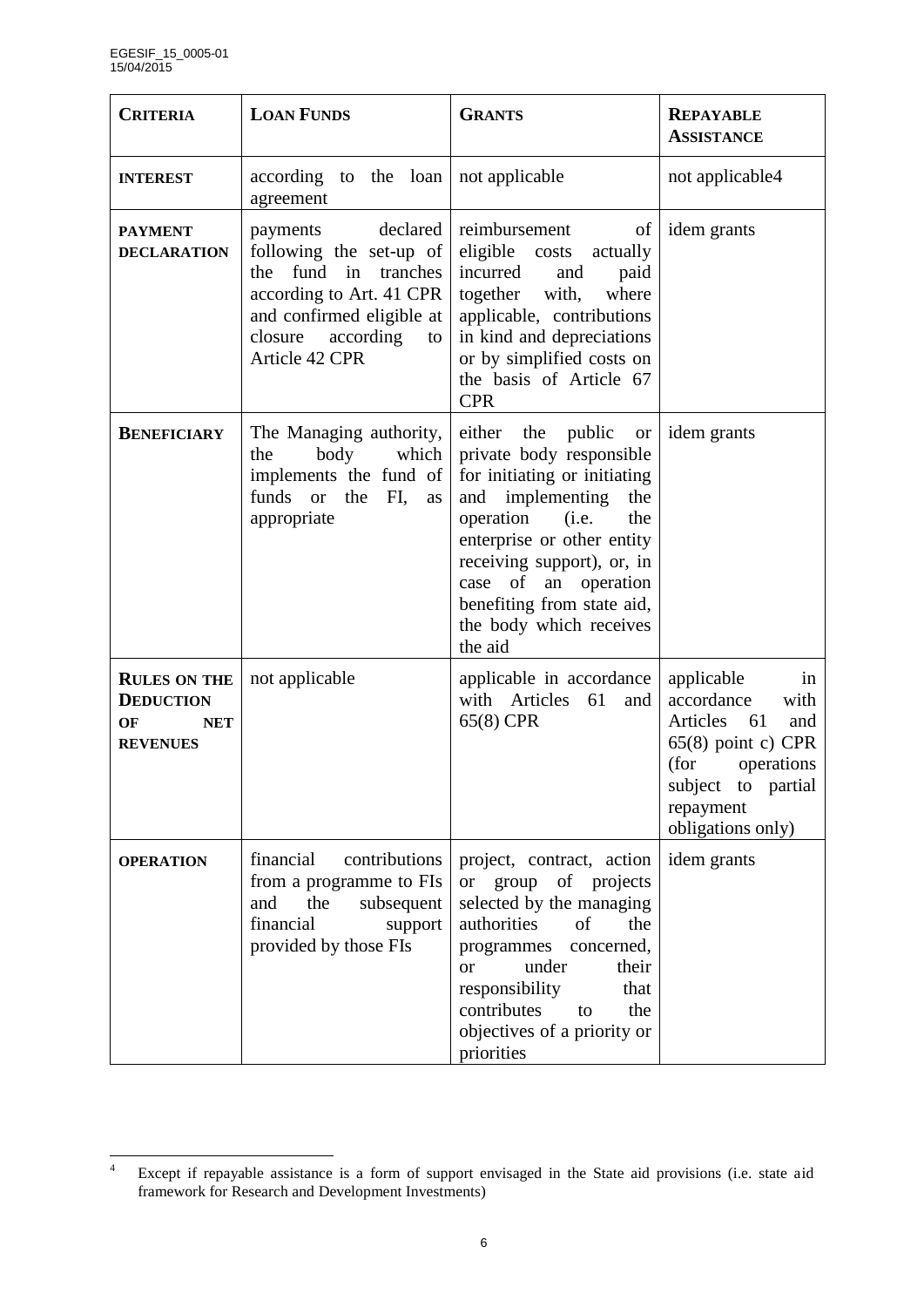| CRITERIA | LOAN FUNDS | GRANTS | REPAYABLE ASSISTANCE |
|---|---|---|---|
| **INTEREST** | according to the loan agreement | not applicable | not applicable[4] |
| **PAYMENT DECLARATION** | payments declared following the set-up of the fund in tranches according to Art. 41 CPR and confirmed eligible at closure according to Article 42 CPR | reimbursement of eligible costs actually incurred and paid together with, where applicable, contributions in kind and depreciations or by simplified costs on the basis of Article 67 CPR | idem grants |
| **BENEFICIARY** | The Managing authority, the body which implements the fund of funds or the FI, as appropriate | either the public or private body responsible for initiating or initiating and implementing the operation (i.e. the enterprise or other entity receiving support), or, in case of an operation benefiting from state aid, the body which receives the aid | idem grants |
| **RULES ON THE DEDUCTION OF NET REVENUES** | not applicable | applicable in accordance with Articles 61 and 65(8) CPR | applicable in accordance with Articles 61 and 65(8) point c) CPR (for operations subject to partial repayment obligations only) |
| **OPERATION** | financial contributions from a programme to FIs and the subsequent financial support provided by those FIs | project, contract, action or group of projects selected by the managing authorities of the programmes concerned, or under their responsibility that contributes to the objectives of a priority or priorities | idem grants |

[4] Except if repayable assistance is a form of support envisaged in the State aid provisions (i.e. state aid framework for Research and Development Investments)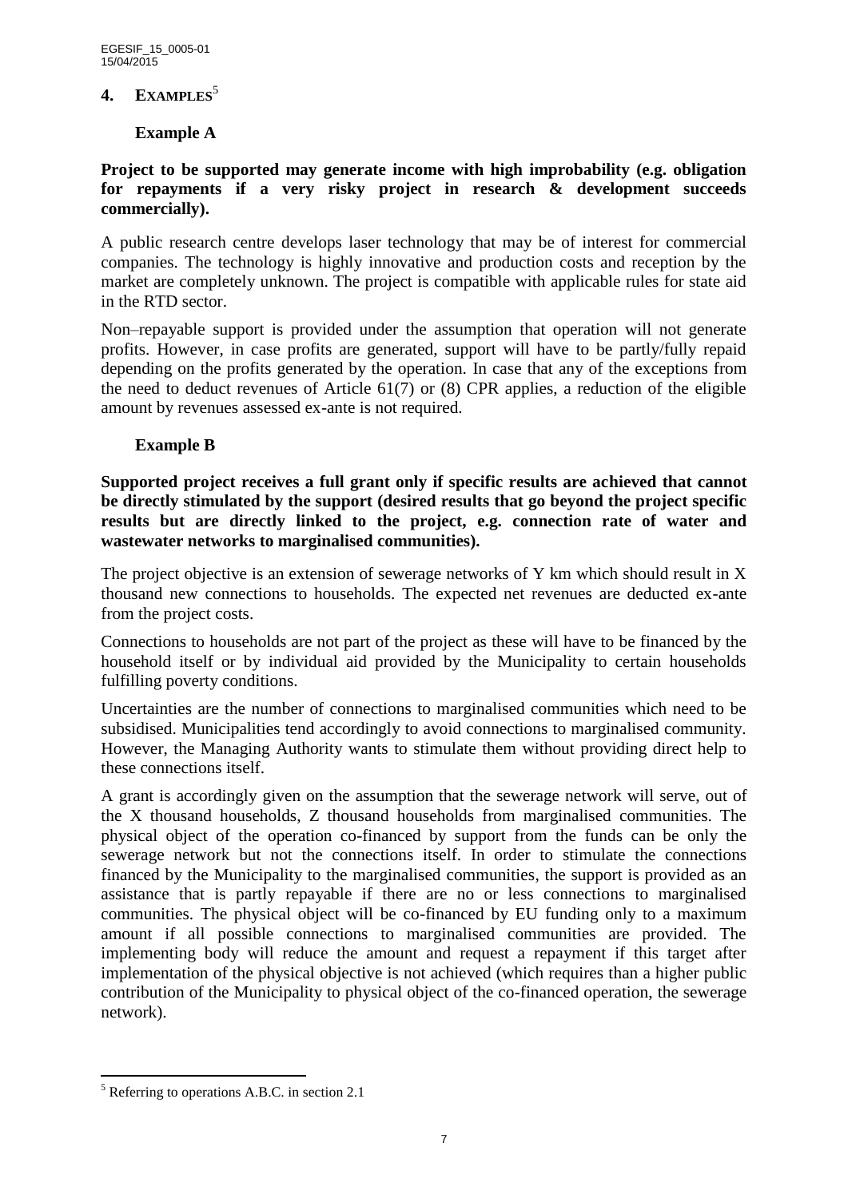## 4. EXAMPLES[5]

### Example A

**Project to be supported may generate income with high improbability (e.g. obligation for repayments if a very risky project in research & development succeeds commercially).**

A public research centre develops laser technology that may be of interest for commercial companies. The technology is highly innovative and production costs and reception by the market are completely unknown. The project is compatible with applicable rules for state aid in the RTD sector.

Non–repayable support is provided under the assumption that operation will not generate profits. However, in case profits are generated, support will have to be partly/fully repaid depending on the profits generated by the operation. In case that any of the exceptions from the need to deduct revenues of Article 61(7) or (8) CPR applies, a reduction of the eligible amount by revenues assessed ex-ante is not required.

### Example B

**Supported project receives a full grant only if specific results are achieved that cannot be directly stimulated by the support (desired results that go beyond the project specific results but are directly linked to the project, e.g. connection rate of water and wastewater networks to marginalised communities).**

The project objective is an extension of sewerage networks of Y km which should result in X thousand new connections to households. The expected net revenues are deducted ex-ante from the project costs.

Connections to households are not part of the project as these will have to be financed by the household itself or by individual aid provided by the Municipality to certain households fulfilling poverty conditions.

Uncertainties are the number of connections to marginalised communities which need to be subsidised. Municipalities tend accordingly to avoid connections to marginalised community. However, the Managing Authority wants to stimulate them without providing direct help to these connections itself.

A grant is accordingly given on the assumption that the sewerage network will serve, out of the X thousand households, Z thousand households from marginalised communities. The physical object of the operation co-financed by support from the funds can be only the sewerage network but not the connections itself. In order to stimulate the connections financed by the Municipality to the marginalised communities, the support is provided as an assistance that is partly repayable if there are no or less connections to marginalised communities. The physical object will be co-financed by EU funding only to a maximum amount if all possible connections to marginalised communities are provided. The implementing body will reduce the amount and request a repayment if this target after implementation of the physical objective is not achieved (which requires than a higher public contribution of the Municipality to physical object of the co-financed operation, the sewerage network).

[5] Referring to operations A.B.C. in section 2.1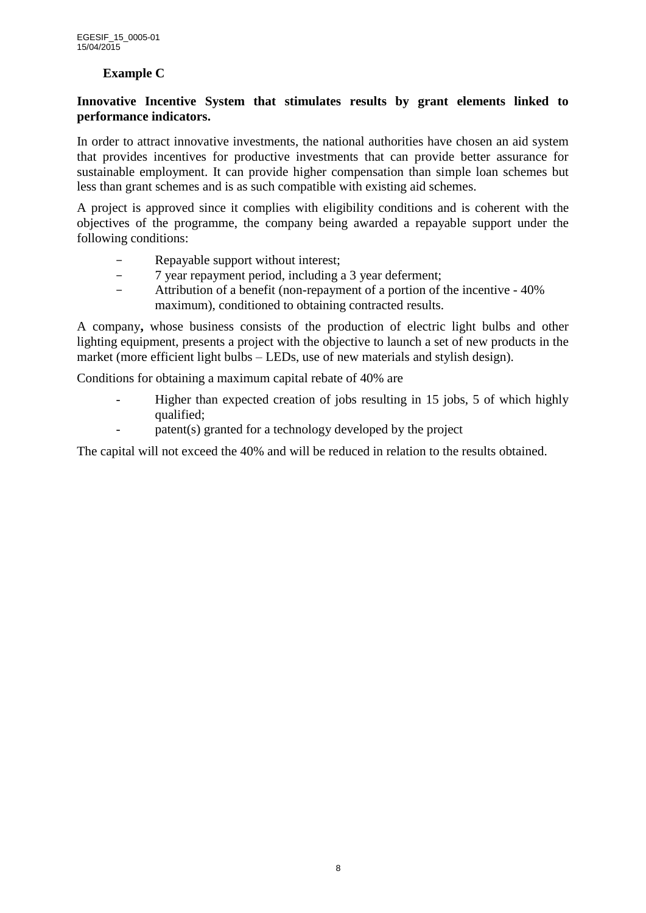**Example C**

**Innovative Incentive System that stimulates results by grant elements linked to performance indicators.**

In order to attract innovative investments, the national authorities have chosen an aid system that provides incentives for productive investments that can provide better assurance for sustainable employment. It can provide higher compensation than simple loan schemes but less than grant schemes and is as such compatible with existing aid schemes.

A project is approved since it complies with eligibility conditions and is coherent with the objectives of the programme, the company being awarded a repayable support under the following conditions:

- Repayable support without interest;
- 7 year repayment period, including a 3 year deferment;
- Attribution of a benefit (non-repayment of a portion of the incentive - 40% maximum), conditioned to obtaining contracted results.

A company**,** whose business consists of the production of electric light bulbs and other lighting equipment, presents a project with the objective to launch a set of new products in the market (more efficient light bulbs – LEDs, use of new materials and stylish design).

Conditions for obtaining a maximum capital rebate of 40% are

- Higher than expected creation of jobs resulting in 15 jobs, 5 of which highly qualified;
- patent(s) granted for a technology developed by the project

The capital will not exceed the 40% and will be reduced in relation to the results obtained.